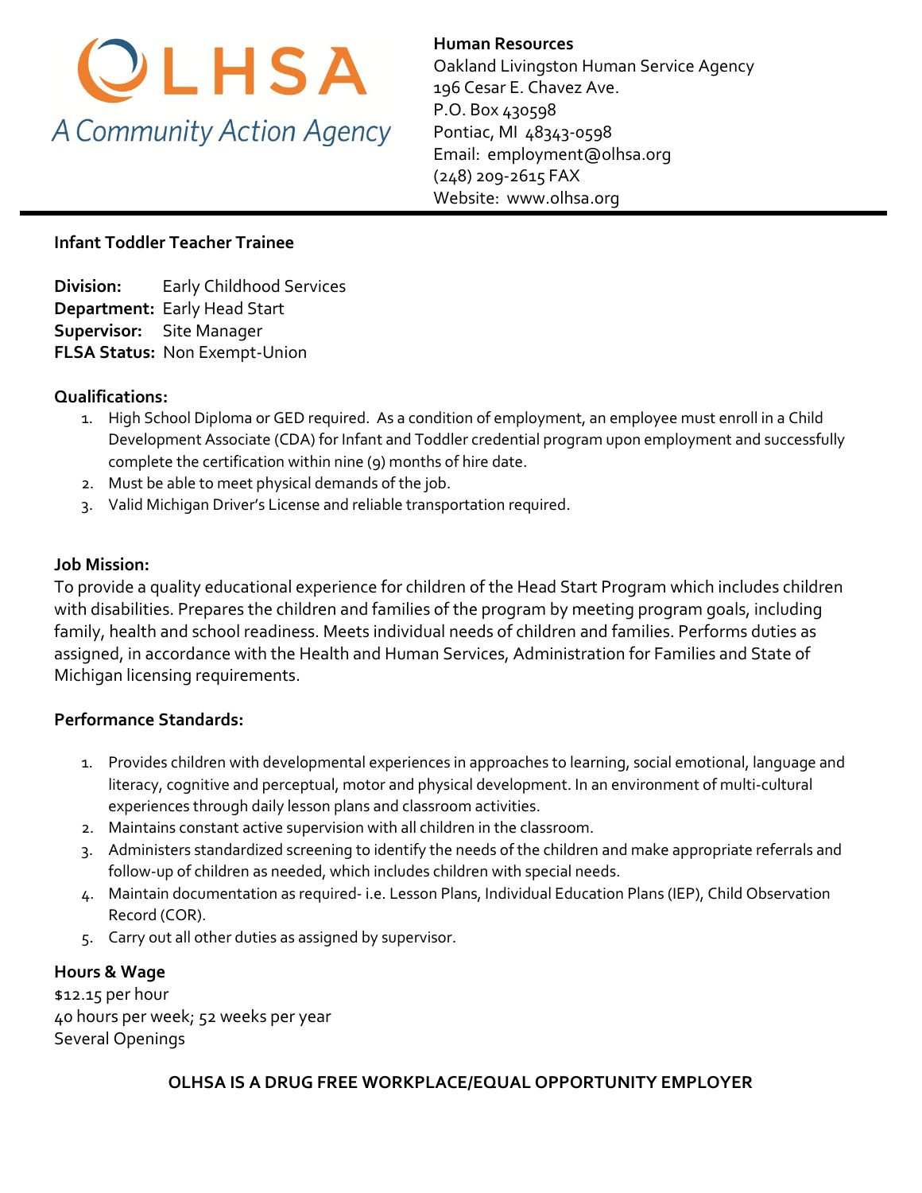OLHSA

*A Community Action Agency*

**Human Resources**
Oakland Livingston Human Service Agency
196 Cesar E. Chavez Ave.
P.O. Box 430598
Pontiac, MI 48343-0598
Email: employment@olhsa.org
(248) 209-2615 FAX
Website: www.olhsa.org

---

**Infant Toddler Teacher Trainee**

**Division:** Early Childhood Services
**Department:** Early Head Start
**Supervisor:** Site Manager
**FLSA Status:** Non Exempt-Union

**Qualifications:**

1. High School Diploma or GED required. As a condition of employment, an employee must enroll in a Child Development Associate (CDA) for Infant and Toddler credential program upon employment and successfully complete the certification within nine (9) months of hire date.
2. Must be able to meet physical demands of the job.
3. Valid Michigan Driver's License and reliable transportation required.

**Job Mission:**

To provide a quality educational experience for children of the Head Start Program which includes children with disabilities. Prepares the children and families of the program by meeting program goals, including family, health and school readiness. Meets individual needs of children and families. Performs duties as assigned, in accordance with the Health and Human Services, Administration for Families and State of Michigan licensing requirements.

**Performance Standards:**

1. Provides children with developmental experiences in approaches to learning, social emotional, language and literacy, cognitive and perceptual, motor and physical development. In an environment of multi-cultural experiences through daily lesson plans and classroom activities.
2. Maintains constant active supervision with all children in the classroom.
3. Administers standardized screening to identify the needs of the children and make appropriate referrals and follow-up of children as needed, which includes children with special needs.
4. Maintain documentation as required- i.e. Lesson Plans, Individual Education Plans (IEP), Child Observation Record (COR).
5. Carry out all other duties as assigned by supervisor.

**Hours & Wage**

$12.15 per hour
40 hours per week; 52 weeks per year
Several Openings

**OLHSA IS A DRUG FREE WORKPLACE/EQUAL OPPORTUNITY EMPLOYER**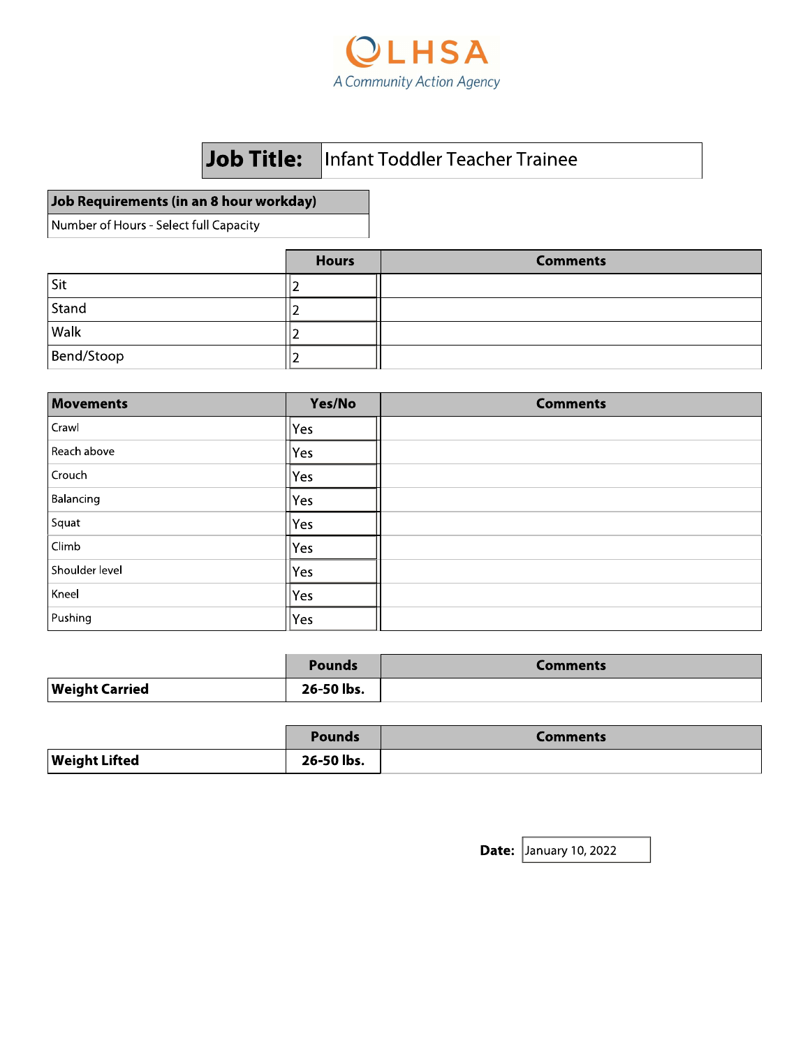LHSA

A Community Action Agency

| **Job Title:** | Infant Toddler Teacher Trainee |
|---|---|

| **Job Requirements (in an 8 hour workday)** |
|---|
| Number of Hours - Select full Capacity |

| | **Hours** | **Comments** |
|---|---|---|
| Sit | 2 | |
| Stand | 2 | |
| Walk | 2 | |
| Bend/Stoop | 2 | |

| **Movements** | **Yes/No** | **Comments** |
|---|---|---|
| Crawl | Yes | |
| Reach above | Yes | |
| Crouch | Yes | |
| Balancing | Yes | |
| Squat | Yes | |
| Climb | Yes | |
| Shoulder level | Yes | |
| Kneel | Yes | |
| Pushing | Yes | |

| | **Pounds** | **Comments** |
|---|---|---|
| **Weight Carried** | **26-50 lbs.** | |

| | **Pounds** | **Comments** |
|---|---|---|
| **Weight Lifted** | **26-50 lbs.** | |

**Date:** January 10, 2022